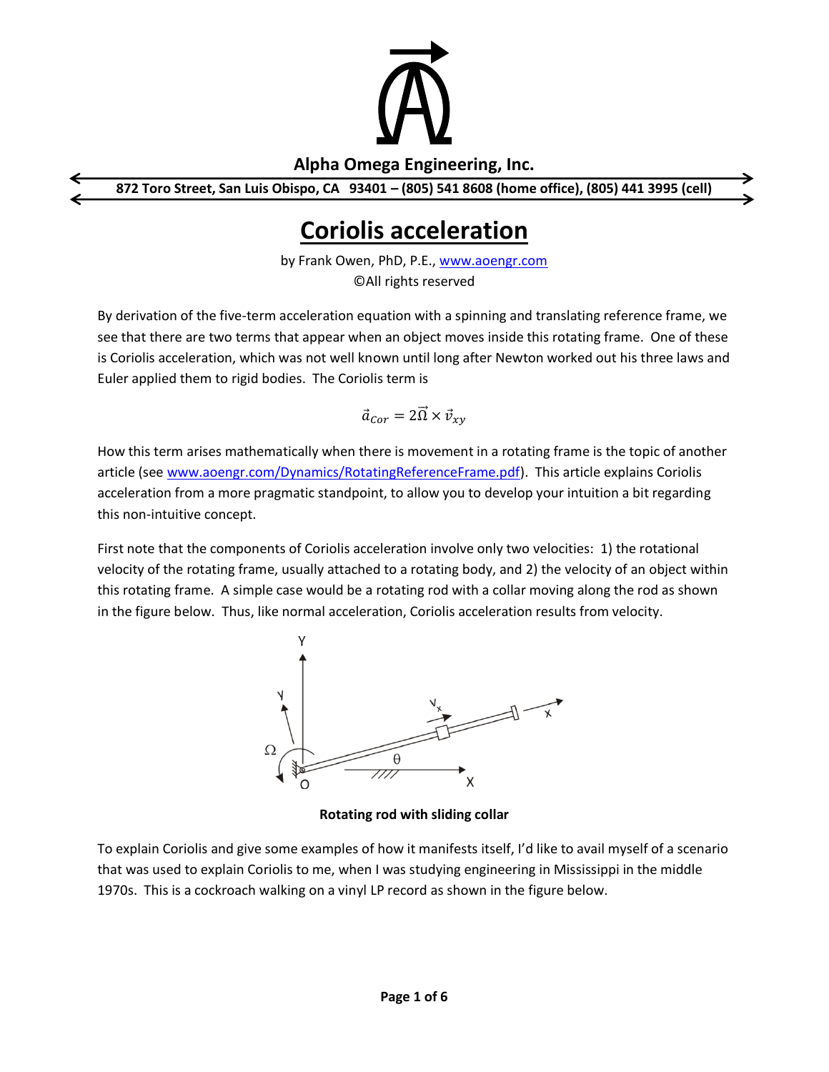**Alpha Omega Engineering, Inc.**

**872 Toro Street, San Luis Obispo, CA 93401 – (805) 541 8608 (home office), (805) 441 3995 (cell)**

# Coriolis acceleration

by Frank Owen, PhD, P.E., www.aoengr.com
©All rights reserved

By derivation of the five-term acceleration equation with a spinning and translating reference frame, we see that there are two terms that appear when an object moves inside this rotating frame. One of these is Coriolis acceleration, which was not well known until long after Newton worked out his three laws and Euler applied them to rigid bodies. The Coriolis term is

$$\vec{a}_{Cor} = 2\vec{\Omega} \times \vec{v}_{xy}$$

How this term arises mathematically when there is movement in a rotating frame is the topic of another article (see www.aoengr.com/Dynamics/RotatingReferenceFrame.pdf). This article explains Coriolis acceleration from a more pragmatic standpoint, to allow you to develop your intuition a bit regarding this non-intuitive concept.

First note that the components of Coriolis acceleration involve only two velocities: 1) the rotational velocity of the rotating frame, usually attached to a rotating body, and 2) the velocity of an object within this rotating frame. A simple case would be a rotating rod with a collar moving along the rod as shown in the figure below. Thus, like normal acceleration, Coriolis acceleration results from velocity.

**Rotating rod with sliding collar**

To explain Coriolis and give some examples of how it manifests itself, I'd like to avail myself of a scenario that was used to explain Coriolis to me, when I was studying engineering in Mississippi in the middle 1970s. This is a cockroach walking on a vinyl LP record as shown in the figure below.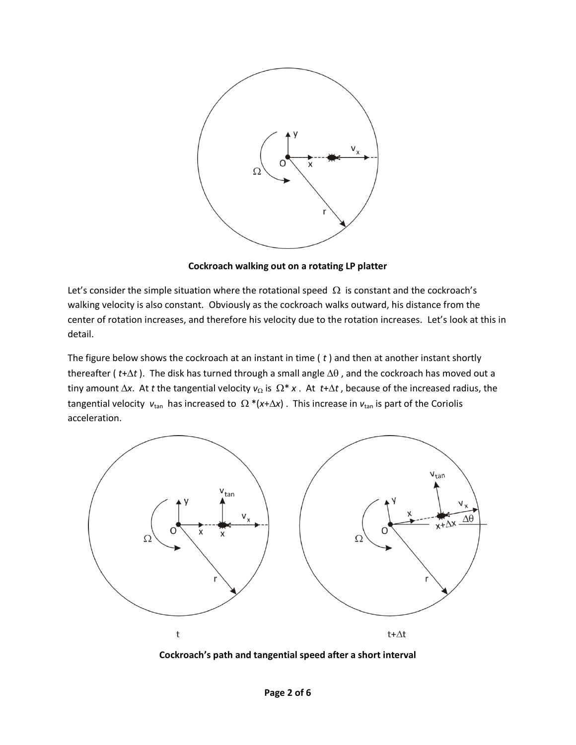**Cockroach walking out on a rotating LP platter**

Let's consider the simple situation where the rotational speed $\Omega$ is constant and the cockroach's walking velocity is also constant. Obviously as the cockroach walks outward, his distance from the center of rotation increases, and therefore his velocity due to the rotation increases. Let's look at this in detail.

The figure below shows the cockroach at an instant in time ( $t$ ) and then at another instant shortly thereafter ( $t+\Delta t$ ). The disk has turned through a small angle $\Delta\theta$ , and the cockroach has moved out a tiny amount $\Delta x$. At $t$ the tangential velocity $v_\Omega$ is $\Omega * x$ . At $t+\Delta t$ , because of the increased radius, the tangential velocity $v_{tan}$ has increased to $\Omega *(x+\Delta x)$ . This increase in $v_{tan}$ is part of the Coriolis acceleration.

**Cockroach's path and tangential speed after a short interval**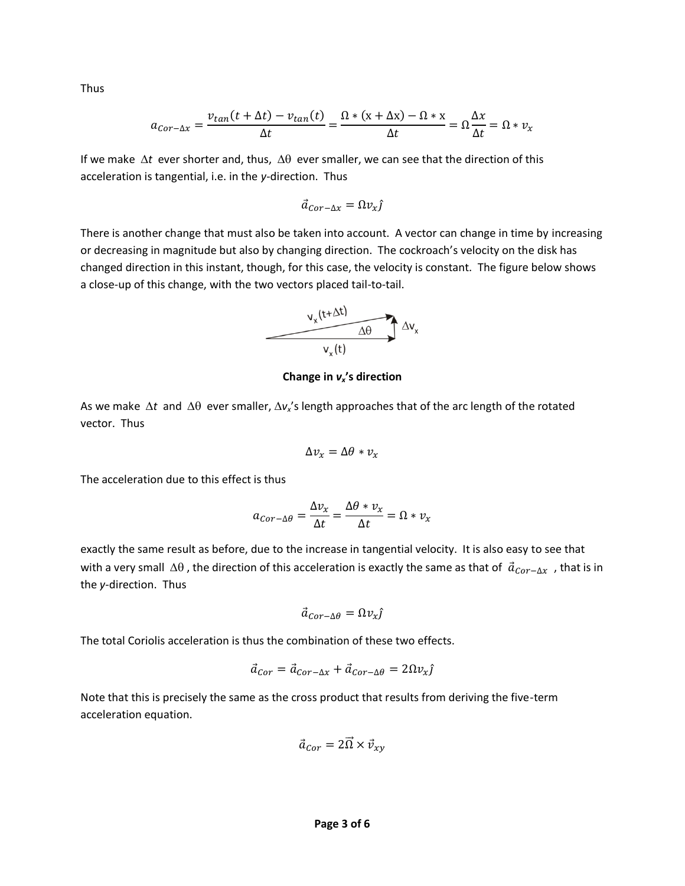Thus

$$a_{Cor-\Delta x} = \frac{v_{tan}(t+\Delta t) - v_{tan}(t)}{\Delta t} = \frac{\Omega * (\mathrm{x}+\Delta \mathrm{x}) - \Omega * \mathrm{x}}{\Delta t} = \Omega \frac{\Delta x}{\Delta t} = \Omega * v_x$$

If we make $\Delta t$ ever shorter and, thus, $\Delta\theta$ ever smaller, we can see that the direction of this acceleration is tangential, i.e. in the *y*-direction. Thus

$$\vec{a}_{Cor-\Delta x} = \Omega v_x \hat{j}$$

There is another change that must also be taken into account. A vector can change in time by increasing or decreasing in magnitude but also by changing direction. The cockroach's velocity on the disk has changed direction in this instant, though, for this case, the velocity is constant. The figure below shows a close-up of this change, with the two vectors placed tail-to-tail.

**Change in $v_x$'s direction**

As we make $\Delta t$ and $\Delta\theta$ ever smaller, $\Delta v_x$'s length approaches that of the arc length of the rotated vector. Thus

$$\Delta v_x = \Delta\theta * v_x$$

The acceleration due to this effect is thus

$$a_{Cor-\Delta\theta} = \frac{\Delta v_x}{\Delta t} = \frac{\Delta\theta * v_x}{\Delta t} = \Omega * v_x$$

exactly the same result as before, due to the increase in tangential velocity. It is also easy to see that with a very small $\Delta\theta$, the direction of this acceleration is exactly the same as that of $\vec{a}_{Cor-\Delta x}$, that is in the *y*-direction. Thus

$$\vec{a}_{Cor-\Delta\theta} = \Omega v_x \hat{j}$$

The total Coriolis acceleration is thus the combination of these two effects.

$$\vec{a}_{Cor} = \vec{a}_{Cor-\Delta x} + \vec{a}_{Cor-\Delta\theta} = 2\Omega v_x \hat{j}$$

Note that this is precisely the same as the cross product that results from deriving the five-term acceleration equation.

$$\vec{a}_{Cor} = 2\vec{\Omega} \times \vec{v}_{xy}$$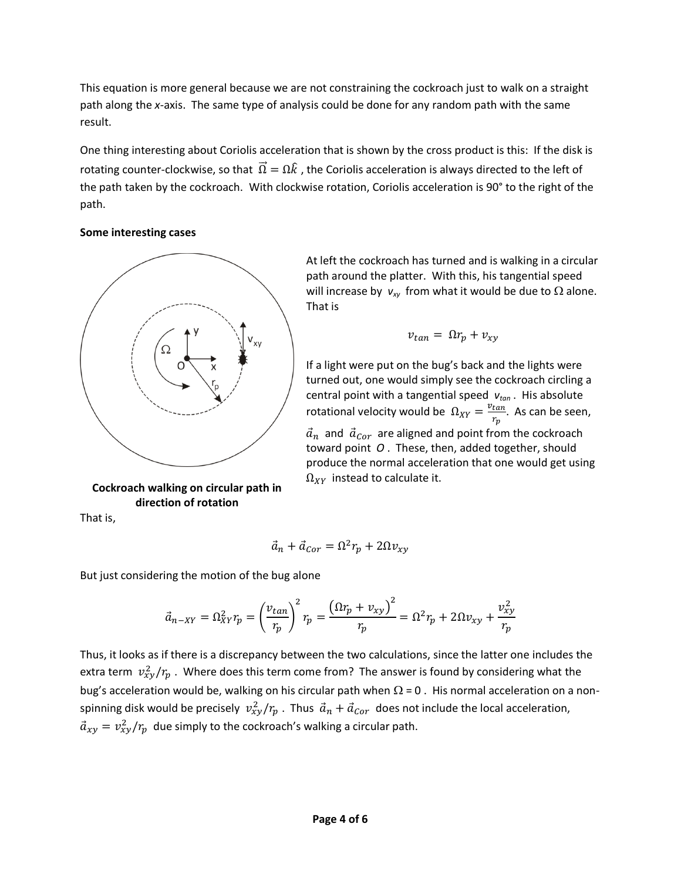This equation is more general because we are not constraining the cockroach just to walk on a straight path along the *x*-axis. The same type of analysis could be done for any random path with the same result.

One thing interesting about Coriolis acceleration that is shown by the cross product is this: If the disk is rotating counter-clockwise, so that $\vec{\Omega} = \Omega\hat{k}$, the Coriolis acceleration is always directed to the left of the path taken by the cockroach. With clockwise rotation, Coriolis acceleration is 90° to the right of the path.

**Some interesting cases**

At left the cockroach has turned and is walking in a circular path around the platter. With this, his tangential speed will increase by $v_{xy}$ from what it would be due to $\Omega$ alone. That is

$$v_{tan} = \Omega r_p + v_{xy}$$

If a light were put on the bug's back and the lights were turned out, one would simply see the cockroach circling a central point with a tangential speed $v_{tan}$. His absolute rotational velocity would be $\Omega_{XY} = \frac{v_{tan}}{r_p}$. As can be seen, $\vec{a}_n$ and $\vec{a}_{Cor}$ are aligned and point from the cockroach toward point $O$. These, then, added together, should produce the normal acceleration that one would get using $\Omega_{XY}$ instead to calculate it.

**Cockroach walking on circular path in direction of rotation**

That is,

$$\vec{a}_n + \vec{a}_{Cor} = \Omega^2 r_p + 2\Omega v_{xy}$$

But just considering the motion of the bug alone

$$\vec{a}_{n-XY} = \Omega_{XY}^2 r_p = \left(\frac{v_{tan}}{r_p}\right)^2 r_p = \frac{\left(\Omega r_p + v_{xy}\right)^2}{r_p} = \Omega^2 r_p + 2\Omega v_{xy} + \frac{v_{xy}^2}{r_p}$$

Thus, it looks as if there is a discrepancy between the two calculations, since the latter one includes the extra term $v_{xy}^2/r_p$. Where does this term come from? The answer is found by considering what the bug's acceleration would be, walking on his circular path when $\Omega = 0$. His normal acceleration on a non-spinning disk would be precisely $v_{xy}^2/r_p$. Thus $\vec{a}_n + \vec{a}_{Cor}$ does not include the local acceleration, $\vec{a}_{xy} = v_{xy}^2/r_p$ due simply to the cockroach's walking a circular path.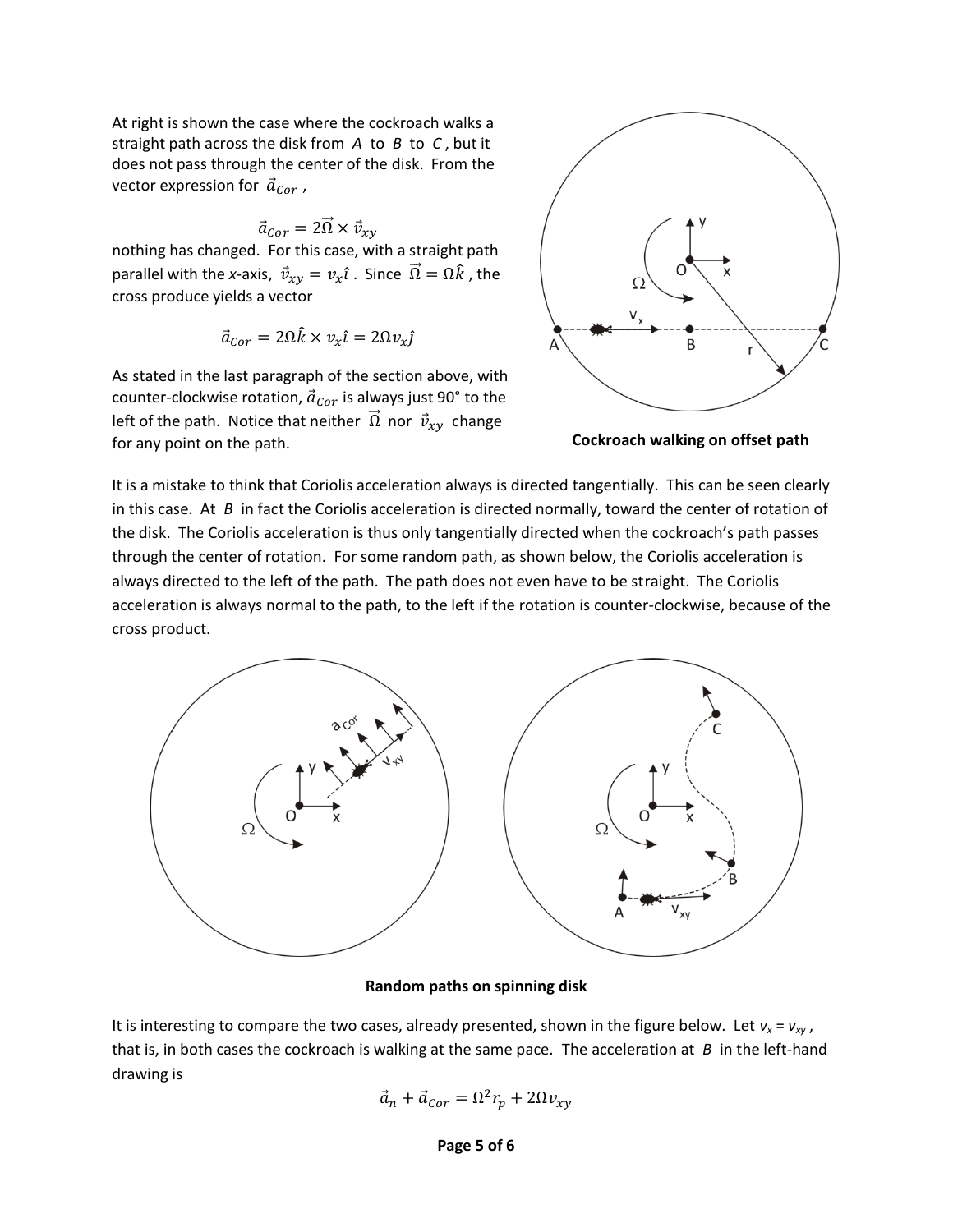At right is shown the case where the cockroach walks a straight path across the disk from $A$ to $B$ to $C$, but it does not pass through the center of the disk. From the vector expression for $\vec{a}_{Cor}$,

$$\vec{a}_{Cor} = 2\vec{\Omega} \times \vec{v}_{xy}$$

nothing has changed. For this case, with a straight path parallel with the *x*-axis, $\vec{v}_{xy} = v_x\hat{\imath}$. Since $\vec{\Omega} = \Omega\hat{k}$, the cross produce yields a vector

$$\vec{a}_{Cor} = 2\Omega\hat{k} \times v_x\hat{\imath} = 2\Omega v_x\hat{\jmath}$$

As stated in the last paragraph of the section above, with counter-clockwise rotation, $\vec{a}_{Cor}$ is always just 90° to the left of the path. Notice that neither $\vec{\Omega}$ nor $\vec{v}_{xy}$ change for any point on the path.

**Cockroach walking on offset path**

It is a mistake to think that Coriolis acceleration always is directed tangentially. This can be seen clearly in this case. At $B$ in fact the Coriolis acceleration is directed normally, toward the center of rotation of the disk. The Coriolis acceleration is thus only tangentially directed when the cockroach's path passes through the center of rotation. For some random path, as shown below, the Coriolis acceleration is always directed to the left of the path. The path does not even have to be straight. The Coriolis acceleration is always normal to the path, to the left if the rotation is counter-clockwise, because of the cross product.

**Random paths on spinning disk**

It is interesting to compare the two cases, already presented, shown in the figure below. Let $v_x = v_{xy}$, that is, in both cases the cockroach is walking at the same pace. The acceleration at $B$ in the left-hand drawing is

$$\vec{a}_n + \vec{a}_{Cor} = \Omega^2 r_p + 2\Omega v_{xy}$$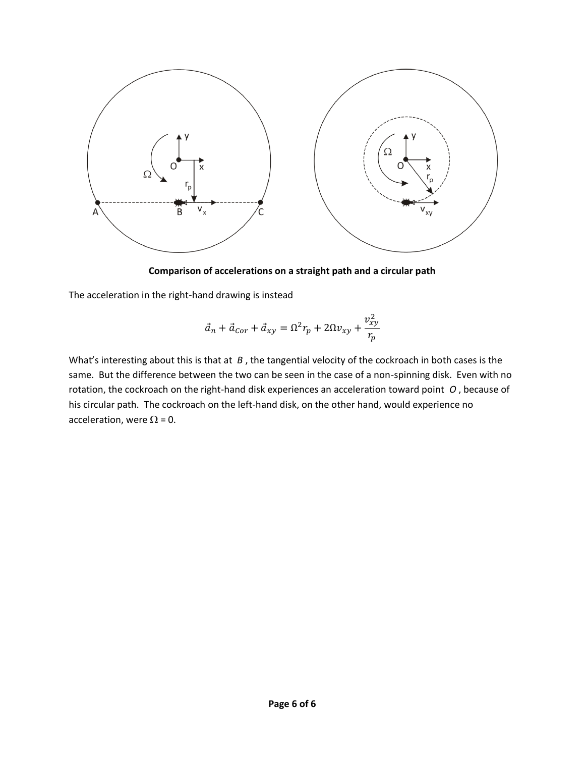Ω

y

O

x

$r_p$

A

B

$v_x$

C

Ω

y

O

x

$r_p$

$v_{xy}$

**Comparison of accelerations on a straight path and a circular path**

The acceleration in the right-hand drawing is instead

$$\vec{a}_n + \vec{a}_{Cor} + \vec{a}_{xy} = \Omega^2 r_p + 2\Omega v_{xy} + \frac{v_{xy}^2}{r_p}$$

What's interesting about this is that at $B$, the tangential velocity of the cockroach in both cases is the same. But the difference between the two can be seen in the case of a non-spinning disk. Even with no rotation, the cockroach on the right-hand disk experiences an acceleration toward point $O$, because of his circular path. The cockroach on the left-hand disk, on the other hand, would experience no acceleration, were $\Omega = 0$.